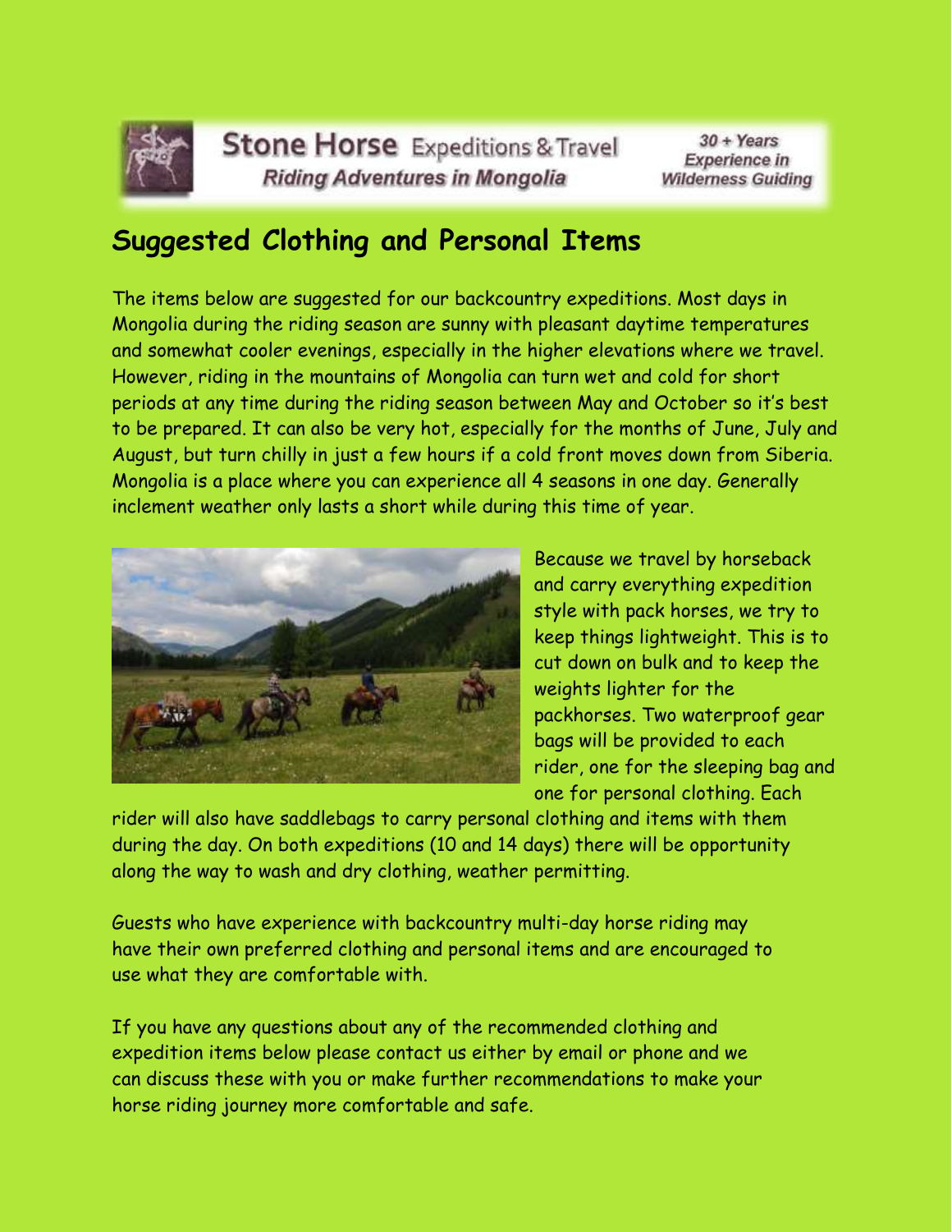Stone Horse Expeditions & Travel
*Riding Adventures in Mongolia*

*30 + Years Experience in Wilderness Guiding*

## Suggested Clothing and Personal Items

The items below are suggested for our backcountry expeditions. Most days in Mongolia during the riding season are sunny with pleasant daytime temperatures and somewhat cooler evenings, especially in the higher elevations where we travel. However, riding in the mountains of Mongolia can turn wet and cold for short periods at any time during the riding season between May and October so it's best to be prepared. It can also be very hot, especially for the months of June, July and August, but turn chilly in just a few hours if a cold front moves down from Siberia. Mongolia is a place where you can experience all 4 seasons in one day. Generally inclement weather only lasts a short while during this time of year.

Because we travel by horseback and carry everything expedition style with pack horses, we try to keep things lightweight. This is to cut down on bulk and to keep the weights lighter for the packhorses. Two waterproof gear bags will be provided to each rider, one for the sleeping bag and one for personal clothing. Each rider will also have saddlebags to carry personal clothing and items with them during the day. On both expeditions (10 and 14 days) there will be opportunity along the way to wash and dry clothing, weather permitting.

Guests who have experience with backcountry multi-day horse riding may have their own preferred clothing and personal items and are encouraged to use what they are comfortable with.

If you have any questions about any of the recommended clothing and expedition items below please contact us either by email or phone and we can discuss these with you or make further recommendations to make your horse riding journey more comfortable and safe.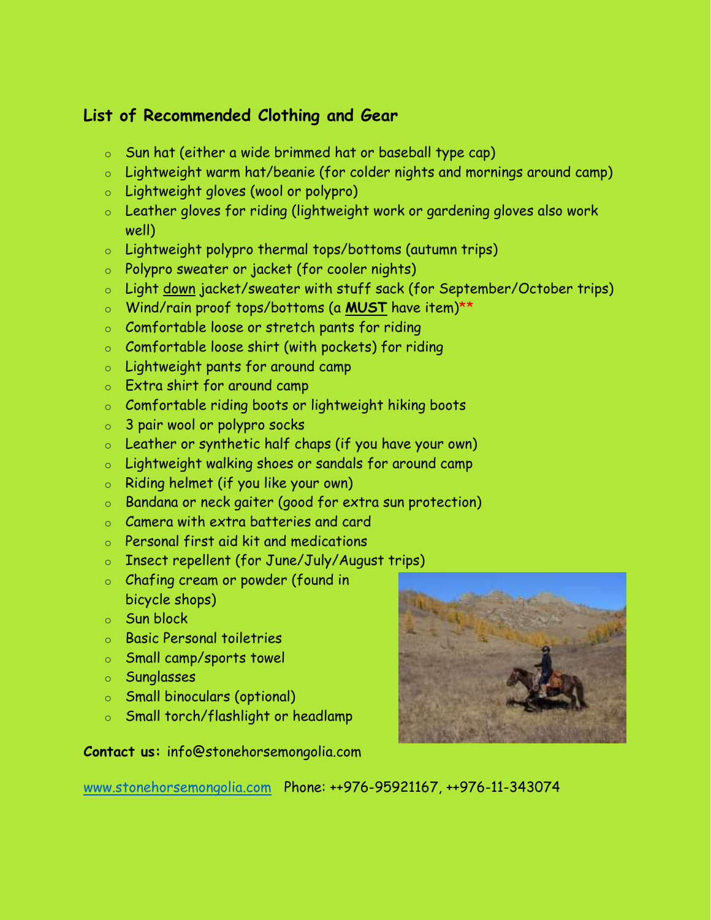## List of Recommended Clothing and Gear

- Sun hat (either a wide brimmed hat or baseball type cap)
- Lightweight warm hat/beanie (for colder nights and mornings around camp)
- Lightweight gloves (wool or polypro)
- Leather gloves for riding (lightweight work or gardening gloves also work well)
- Lightweight polypro thermal tops/bottoms (autumn trips)
- Polypro sweater or jacket (for cooler nights)
- Light down jacket/sweater with stuff sack (for September/October trips)
- Wind/rain proof tops/bottoms (a **MUST** have item)**
- Comfortable loose or stretch pants for riding
- Comfortable loose shirt (with pockets) for riding
- Lightweight pants for around camp
- Extra shirt for around camp
- Comfortable riding boots or lightweight hiking boots
- 3 pair wool or polypro socks
- Leather or synthetic half chaps (if you have your own)
- Lightweight walking shoes or sandals for around camp
- Riding helmet (if you like your own)
- Bandana or neck gaiter (good for extra sun protection)
- Camera with extra batteries and card
- Personal first aid kit and medications
- Insect repellent (for June/July/August trips)
- Chafing cream or powder (found in bicycle shops)
- Sun block
- Basic Personal toiletries
- Small camp/sports towel
- Sunglasses
- Small binoculars (optional)
- Small torch/flashlight or headlamp

**Contact us:** info@stonehorsemongolia.com

www.stonehorsemongolia.com Phone: ++976-95921167, ++976-11-343074